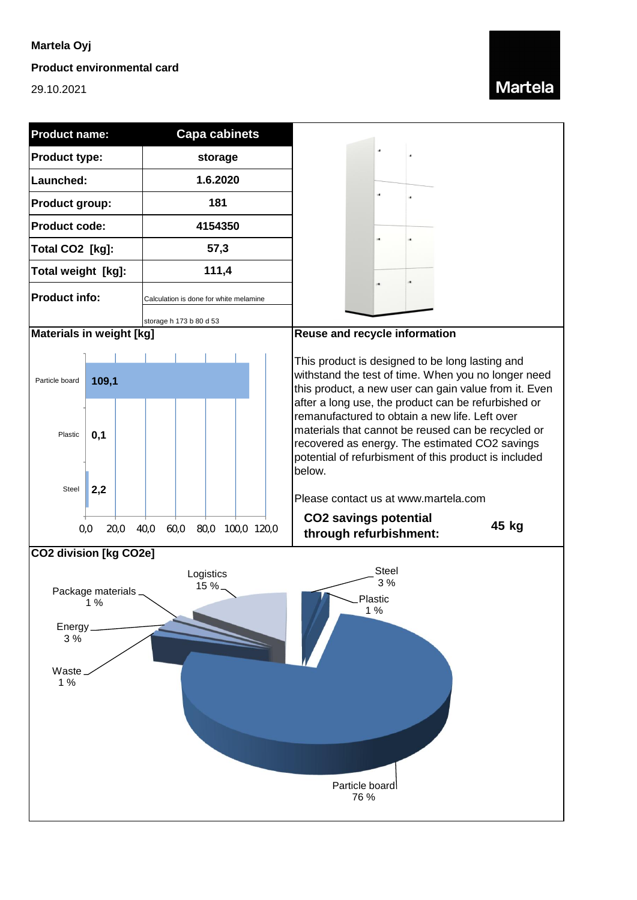Martela Oyj

**Product environmental card**

29.10.2021

Martela

| | |
|---|---|
| **Product name:** | **Capa cabinets** |
| **Product type:** | **storage** |
| **Launched:** | **1.6.2020** |
| **Product group:** | **181** |
| **Product code:** | **4154350** |
| **Total CO2 [kg]:** | **57,3** |
| **Total weight [kg]:** | **111,4** |
| **Product info:** | Calculation is done for white melamine |
| | storage h 173 b 80 d 53 |

## Materials in weight [kg]

Particle board 109,1
Plastic 0,1
Steel 2,2

0,0 20,0 40,0 60,0 80,0 100,0 120,0

## Reuse and recycle information

This product is designed to be long lasting and withstand the test of time. When you no longer need this product, a new user can gain value from it. Even after a long use, the product can be refurbished or remanufactured to obtain a new life. Left over materials that cannot be reused can be recycled or recovered as energy. The estimated CO2 savings potential of refurbishment of this product is included below.

Please contact us at www.martela.com

**CO2 savings potential through refurbishment:** **45 kg**

## CO2 division [kg CO2e]

Logistics 15 %
Package materials 1 %
Energy 3 %
Waste 1 %
Steel 3 %
Plastic 1 %
Particle board 76 %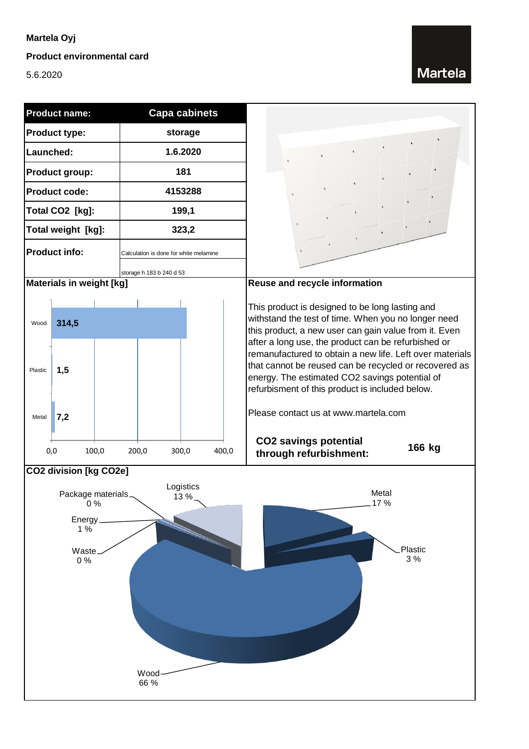Martela Oyj

**Product environmental card**

5.6.2020

Martela

| | |
|---|---|
| **Product name:** | **Capa cabinets** |
| **Product type:** | **storage** |
| **Launched:** | **1.6.2020** |
| **Product group:** | **181** |
| **Product code:** | **4153288** |
| **Total CO2 [kg]:** | **199,1** |
| **Total weight [kg]:** | **323,2** |
| **Product info:** | Calculation is done for white melamine<br>storage h 183 b 240 d 53 |

**Materials in weight [kg]**

Wood 314,5
Plastic 1,5
Metal 7,2

0,0 100,0 200,0 300,0 400,0

**Reuse and recycle information**

This product is designed to be long lasting and withstand the test of time. When you no longer need this product, a new user can gain value from it. Even after a long use, the product can be refurbished or remanufactured to obtain a new life. Left over materials that cannot be reused can be recycled or recovered as energy. The estimated CO2 savings potential of refurbisment of this product is included below.

Please contact us at www.martela.com

**CO2 savings potential through refurbishment:** **166 kg**

**CO2 division [kg CO2e]**

Package materials 0 %
Logistics 13 %
Metal 17 %
Energy 1 %
Waste 0 %
Plastic 3 %
Wood 66 %